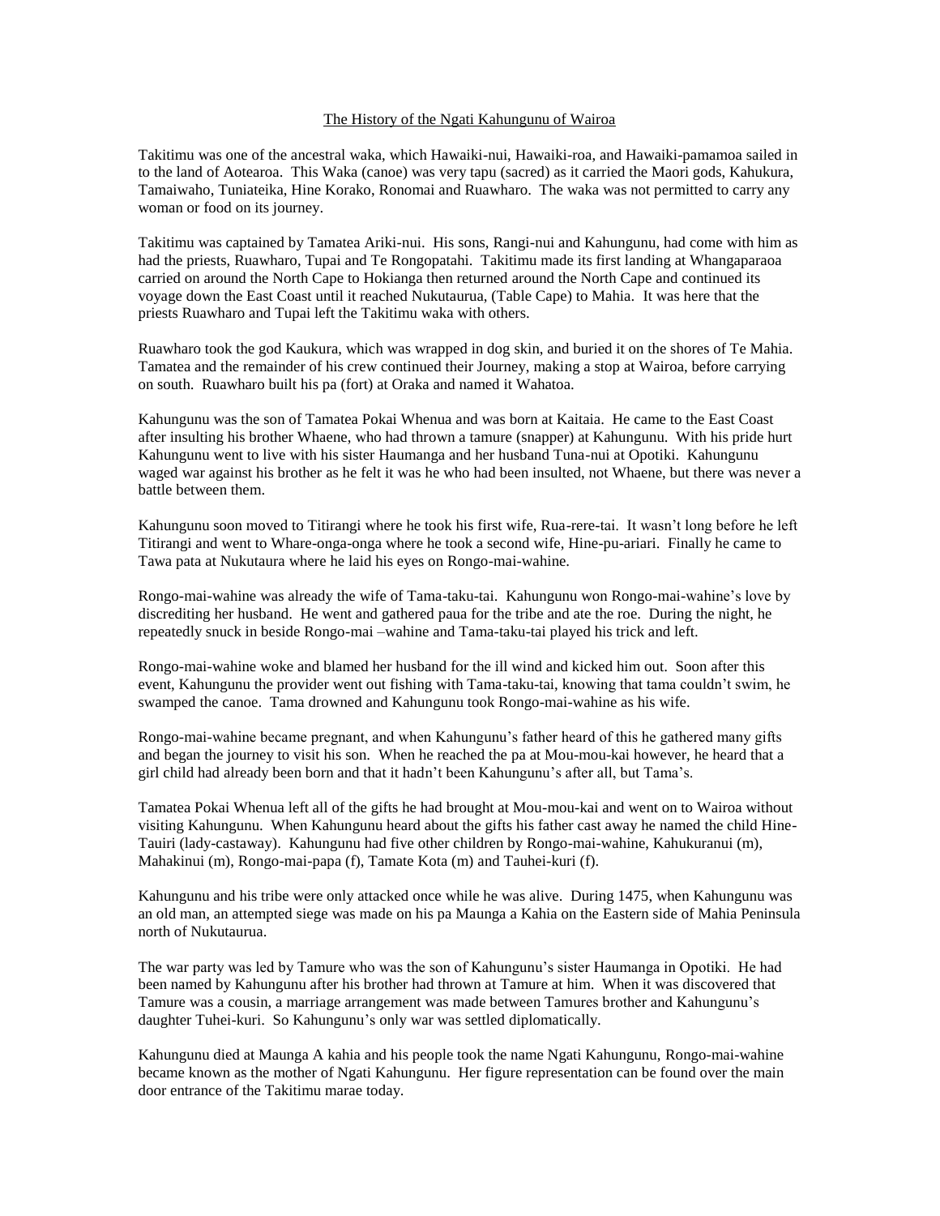# The History of the Ngati Kahungunu of Wairoa

Takitimu was one of the ancestral waka, which Hawaiki-nui, Hawaiki-roa, and Hawaiki-pamamoa sailed in to the land of Aotearoa. This Waka (canoe) was very tapu (sacred) as it carried the Maori gods, Kahukura, Tamaiwaho, Tuniateika, Hine Korako, Ronomai and Ruawharo. The waka was not permitted to carry any woman or food on its journey.

Takitimu was captained by Tamatea Ariki-nui. His sons, Rangi-nui and Kahungunu, had come with him as had the priests, Ruawharo, Tupai and Te Rongopatahi. Takitimu made its first landing at Whangaparaoa carried on around the North Cape to Hokianga then returned around the North Cape and continued its voyage down the East Coast until it reached Nukutaurua, (Table Cape) to Mahia. It was here that the priests Ruawharo and Tupai left the Takitimu waka with others.

Ruawharo took the god Kaukura, which was wrapped in dog skin, and buried it on the shores of Te Mahia. Tamatea and the remainder of his crew continued their Journey, making a stop at Wairoa, before carrying on south. Ruawharo built his pa (fort) at Oraka and named it Wahatoa.

Kahungunu was the son of Tamatea Pokai Whenua and was born at Kaitaia. He came to the East Coast after insulting his brother Whaene, who had thrown a tamure (snapper) at Kahungunu. With his pride hurt Kahungunu went to live with his sister Haumanga and her husband Tuna-nui at Opotiki. Kahungunu waged war against his brother as he felt it was he who had been insulted, not Whaene, but there was never a battle between them.

Kahungunu soon moved to Titirangi where he took his first wife, Rua-rere-tai. It wasn't long before he left Titirangi and went to Whare-onga-onga where he took a second wife, Hine-pu-ariari. Finally he came to Tawa pata at Nukutaura where he laid his eyes on Rongo-mai-wahine.

Rongo-mai-wahine was already the wife of Tama-taku-tai. Kahungunu won Rongo-mai-wahine's love by discrediting her husband. He went and gathered paua for the tribe and ate the roe. During the night, he repeatedly snuck in beside Rongo-mai –wahine and Tama-taku-tai played his trick and left.

Rongo-mai-wahine woke and blamed her husband for the ill wind and kicked him out. Soon after this event, Kahungunu the provider went out fishing with Tama-taku-tai, knowing that tama couldn't swim, he swamped the canoe. Tama drowned and Kahungunu took Rongo-mai-wahine as his wife.

Rongo-mai-wahine became pregnant, and when Kahungunu's father heard of this he gathered many gifts and began the journey to visit his son. When he reached the pa at Mou-mou-kai however, he heard that a girl child had already been born and that it hadn't been Kahungunu's after all, but Tama's.

Tamatea Pokai Whenua left all of the gifts he had brought at Mou-mou-kai and went on to Wairoa without visiting Kahungunu. When Kahungunu heard about the gifts his father cast away he named the child Hine-Tauiri (lady-castaway). Kahungunu had five other children by Rongo-mai-wahine, Kahukuranui (m), Mahakinui (m), Rongo-mai-papa (f), Tamate Kota (m) and Tauhei-kuri (f).

Kahungunu and his tribe were only attacked once while he was alive. During 1475, when Kahungunu was an old man, an attempted siege was made on his pa Maunga a Kahia on the Eastern side of Mahia Peninsula north of Nukutaurua.

The war party was led by Tamure who was the son of Kahungunu's sister Haumanga in Opotiki. He had been named by Kahungunu after his brother had thrown at Tamure at him. When it was discovered that Tamure was a cousin, a marriage arrangement was made between Tamures brother and Kahungunu's daughter Tuhei-kuri. So Kahungunu's only war was settled diplomatically.

Kahungunu died at Maunga A kahia and his people took the name Ngati Kahungunu, Rongo-mai-wahine became known as the mother of Ngati Kahungunu. Her figure representation can be found over the main door entrance of the Takitimu marae today.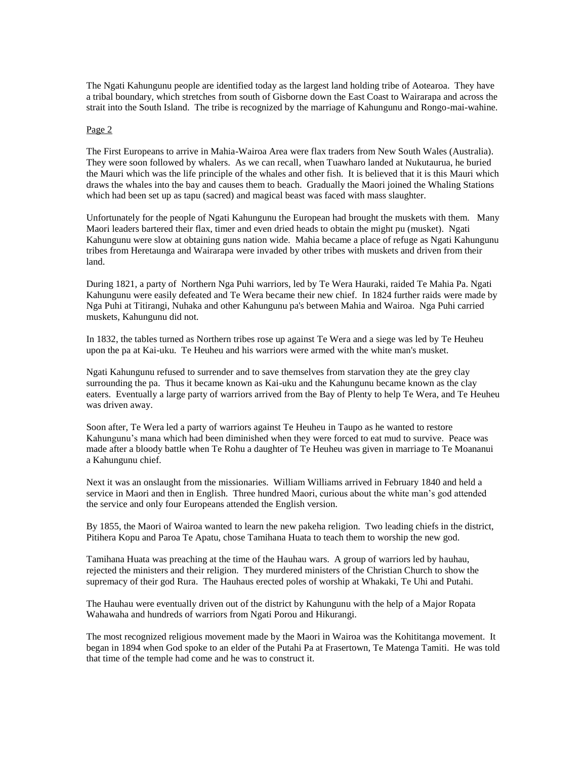The Ngati Kahungunu people are identified today as the largest land holding tribe of Aotearoa. They have a tribal boundary, which stretches from south of Gisborne down the East Coast to Wairarapa and across the strait into the South Island. The tribe is recognized by the marriage of Kahungunu and Rongo-mai-wahine.

Page 2

The First Europeans to arrive in Mahia-Wairoa Area were flax traders from New South Wales (Australia). They were soon followed by whalers. As we can recall, when Tuawharo landed at Nukutaurua, he buried the Mauri which was the life principle of the whales and other fish. It is believed that it is this Mauri which draws the whales into the bay and causes them to beach. Gradually the Maori joined the Whaling Stations which had been set up as tapu (sacred) and magical beast was faced with mass slaughter.

Unfortunately for the people of Ngati Kahungunu the European had brought the muskets with them. Many Maori leaders bartered their flax, timer and even dried heads to obtain the might pu (musket). Ngati Kahungunu were slow at obtaining guns nation wide. Mahia became a place of refuge as Ngati Kahungunu tribes from Heretaunga and Wairarapa were invaded by other tribes with muskets and driven from their land.

During 1821, a party of Northern Nga Puhi warriors, led by Te Wera Hauraki, raided Te Mahia Pa. Ngati Kahungunu were easily defeated and Te Wera became their new chief. In 1824 further raids were made by Nga Puhi at Titirangi, Nuhaka and other Kahungunu pa's between Mahia and Wairoa. Nga Puhi carried muskets, Kahungunu did not.

In 1832, the tables turned as Northern tribes rose up against Te Wera and a siege was led by Te Heuheu upon the pa at Kai-uku. Te Heuheu and his warriors were armed with the white man's musket.

Ngati Kahungunu refused to surrender and to save themselves from starvation they ate the grey clay surrounding the pa. Thus it became known as Kai-uku and the Kahungunu became known as the clay eaters. Eventually a large party of warriors arrived from the Bay of Plenty to help Te Wera, and Te Heuheu was driven away.

Soon after, Te Wera led a party of warriors against Te Heuheu in Taupo as he wanted to restore Kahungunu's mana which had been diminished when they were forced to eat mud to survive. Peace was made after a bloody battle when Te Rohu a daughter of Te Heuheu was given in marriage to Te Moananui a Kahungunu chief.

Next it was an onslaught from the missionaries. William Williams arrived in February 1840 and held a service in Maori and then in English. Three hundred Maori, curious about the white man's god attended the service and only four Europeans attended the English version.

By 1855, the Maori of Wairoa wanted to learn the new pakeha religion. Two leading chiefs in the district, Pitihera Kopu and Paroa Te Apatu, chose Tamihana Huata to teach them to worship the new god.

Tamihana Huata was preaching at the time of the Hauhau wars. A group of warriors led by hauhau, rejected the ministers and their religion. They murdered ministers of the Christian Church to show the supremacy of their god Rura. The Hauhaus erected poles of worship at Whakaki, Te Uhi and Putahi.

The Hauhau were eventually driven out of the district by Kahungunu with the help of a Major Ropata Wahawaha and hundreds of warriors from Ngati Porou and Hikurangi.

The most recognized religious movement made by the Maori in Wairoa was the Kohititanga movement. It began in 1894 when God spoke to an elder of the Putahi Pa at Frasertown, Te Matenga Tamiti. He was told that time of the temple had come and he was to construct it.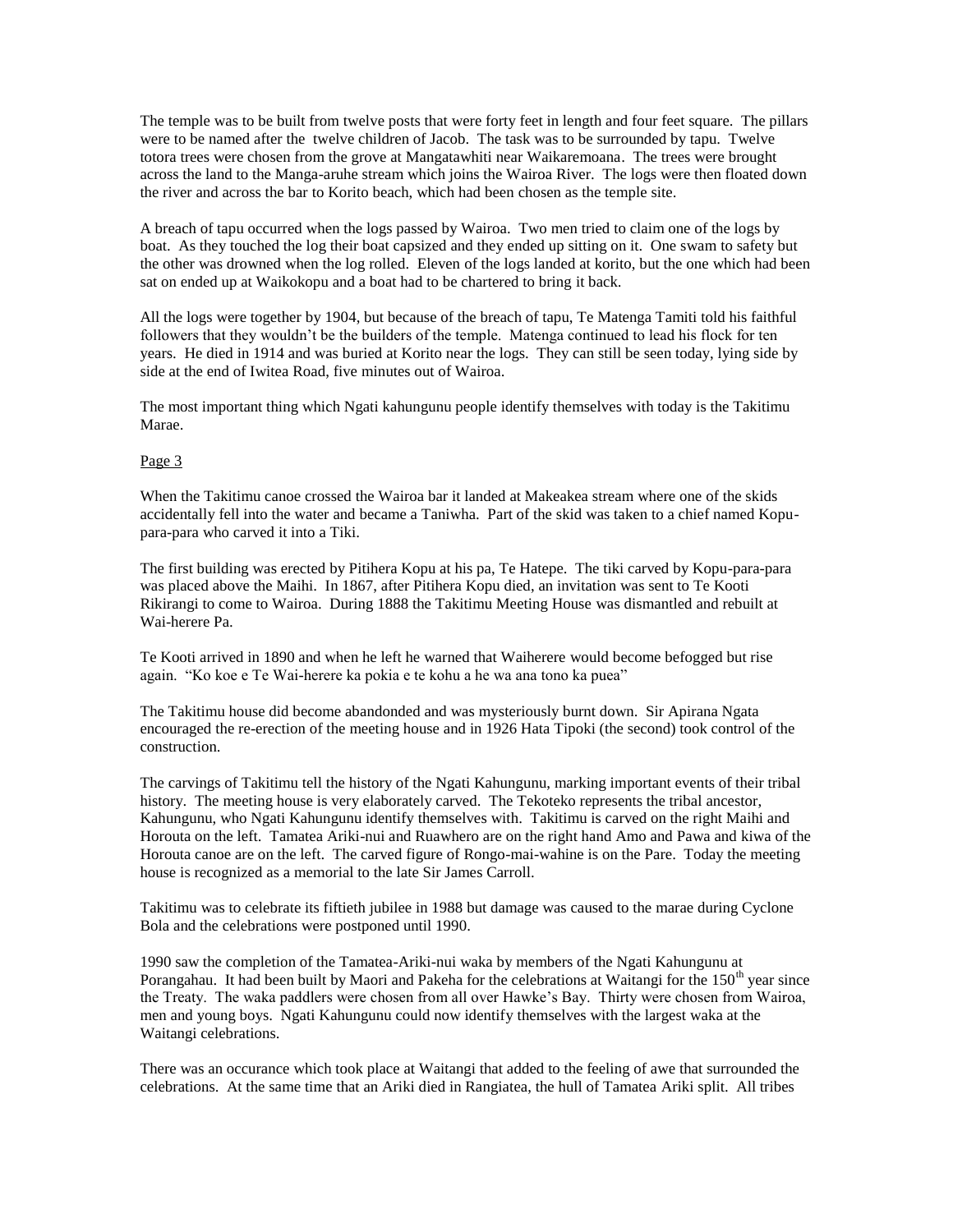The temple was to be built from twelve posts that were forty feet in length and four feet square. The pillars were to be named after the twelve children of Jacob. The task was to be surrounded by tapu. Twelve totora trees were chosen from the grove at Mangatawhiti near Waikaremoana. The trees were brought across the land to the Manga-aruhe stream which joins the Wairoa River. The logs were then floated down the river and across the bar to Korito beach, which had been chosen as the temple site.

A breach of tapu occurred when the logs passed by Wairoa. Two men tried to claim one of the logs by boat. As they touched the log their boat capsized and they ended up sitting on it. One swam to safety but the other was drowned when the log rolled. Eleven of the logs landed at korito, but the one which had been sat on ended up at Waikokopu and a boat had to be chartered to bring it back.

All the logs were together by 1904, but because of the breach of tapu, Te Matenga Tamiti told his faithful followers that they wouldn't be the builders of the temple. Matenga continued to lead his flock for ten years. He died in 1914 and was buried at Korito near the logs. They can still be seen today, lying side by side at the end of Iwitea Road, five minutes out of Wairoa.

The most important thing which Ngati kahungunu people identify themselves with today is the Takitimu Marae.

Page 3

When the Takitimu canoe crossed the Wairoa bar it landed at Makeakea stream where one of the skids accidentally fell into the water and became a Taniwha. Part of the skid was taken to a chief named Kopu-para-para who carved it into a Tiki.

The first building was erected by Pitihera Kopu at his pa, Te Hatepe. The tiki carved by Kopu-para-para was placed above the Maihi. In 1867, after Pitihera Kopu died, an invitation was sent to Te Kooti Rikirangi to come to Wairoa. During 1888 the Takitimu Meeting House was dismantled and rebuilt at Wai-herere Pa.

Te Kooti arrived in 1890 and when he left he warned that Waiherere would become befogged but rise again. "Ko koe e Te Wai-herere ka pokia e te kohu a he wa ana tono ka puea"

The Takitimu house did become abandonded and was mysteriously burnt down. Sir Apirana Ngata encouraged the re-erection of the meeting house and in 1926 Hata Tipoki (the second) took control of the construction.

The carvings of Takitimu tell the history of the Ngati Kahungunu, marking important events of their tribal history. The meeting house is very elaborately carved. The Tekoteko represents the tribal ancestor, Kahungunu, who Ngati Kahungunu identify themselves with. Takitimu is carved on the right Maihi and Horouta on the left. Tamatea Ariki-nui and Ruawhero are on the right hand Amo and Pawa and kiwa of the Horouta canoe are on the left. The carved figure of Rongo-mai-wahine is on the Pare. Today the meeting house is recognized as a memorial to the late Sir James Carroll.

Takitimu was to celebrate its fiftieth jubilee in 1988 but damage was caused to the marae during Cyclone Bola and the celebrations were postponed until 1990.

1990 saw the completion of the Tamatea-Ariki-nui waka by members of the Ngati Kahungunu at Porangahau. It had been built by Maori and Pakeha for the celebrations at Waitangi for the 150th year since the Treaty. The waka paddlers were chosen from all over Hawke's Bay. Thirty were chosen from Wairoa, men and young boys. Ngati Kahungunu could now identify themselves with the largest waka at the Waitangi celebrations.

There was an occurance which took place at Waitangi that added to the feeling of awe that surrounded the celebrations. At the same time that an Ariki died in Rangiatea, the hull of Tamatea Ariki split. All tribes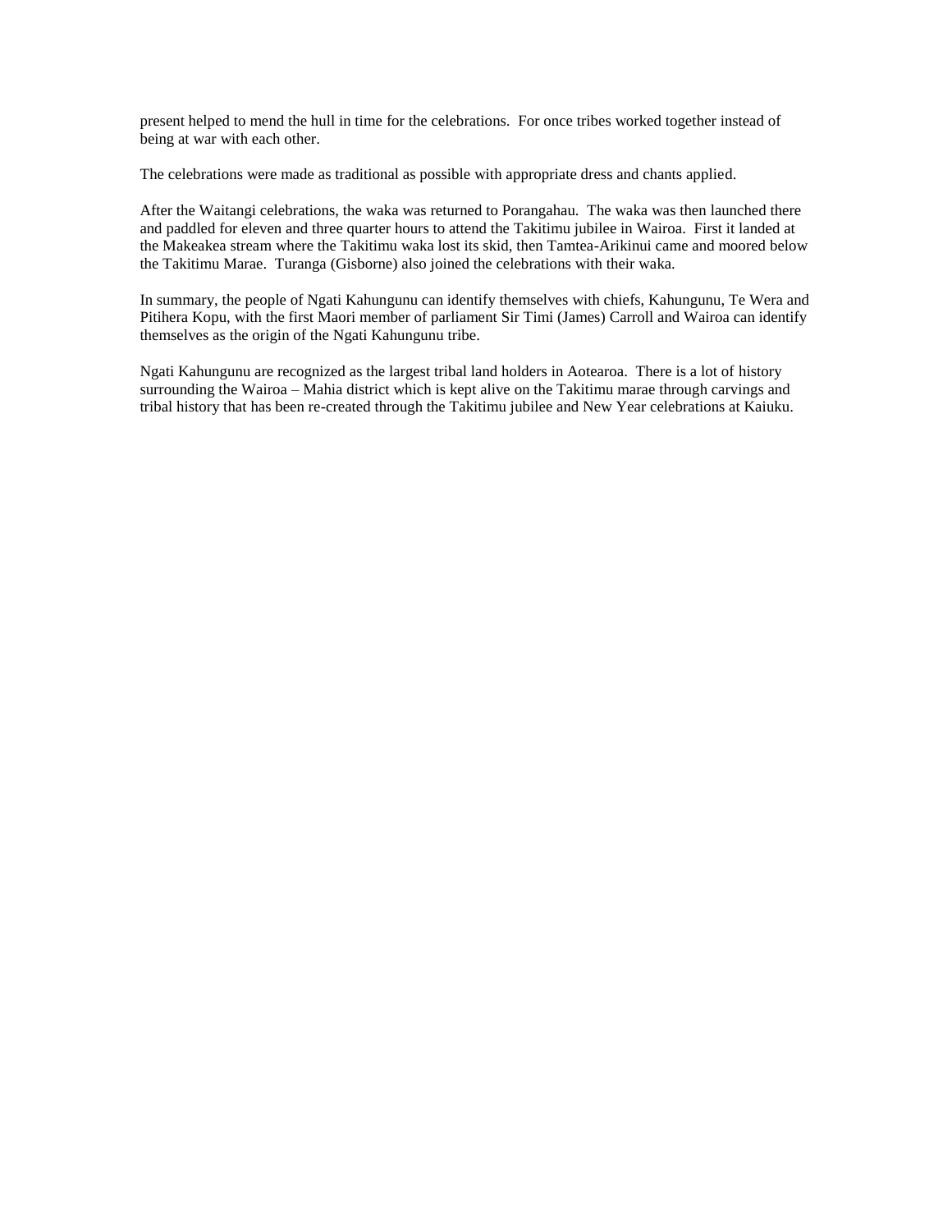present helped to mend the hull in time for the celebrations. For once tribes worked together instead of being at war with each other.

The celebrations were made as traditional as possible with appropriate dress and chants applied.

After the Waitangi celebrations, the waka was returned to Porangahau. The waka was then launched there and paddled for eleven and three quarter hours to attend the Takitimu jubilee in Wairoa. First it landed at the Makeakea stream where the Takitimu waka lost its skid, then Tamtea-Arikinui came and moored below the Takitimu Marae. Turanga (Gisborne) also joined the celebrations with their waka.

In summary, the people of Ngati Kahungunu can identify themselves with chiefs, Kahungunu, Te Wera and Pitihera Kopu, with the first Maori member of parliament Sir Timi (James) Carroll and Wairoa can identify themselves as the origin of the Ngati Kahungunu tribe.

Ngati Kahungunu are recognized as the largest tribal land holders in Aotearoa. There is a lot of history surrounding the Wairoa – Mahia district which is kept alive on the Takitimu marae through carvings and tribal history that has been re-created through the Takitimu jubilee and New Year celebrations at Kaiuku.